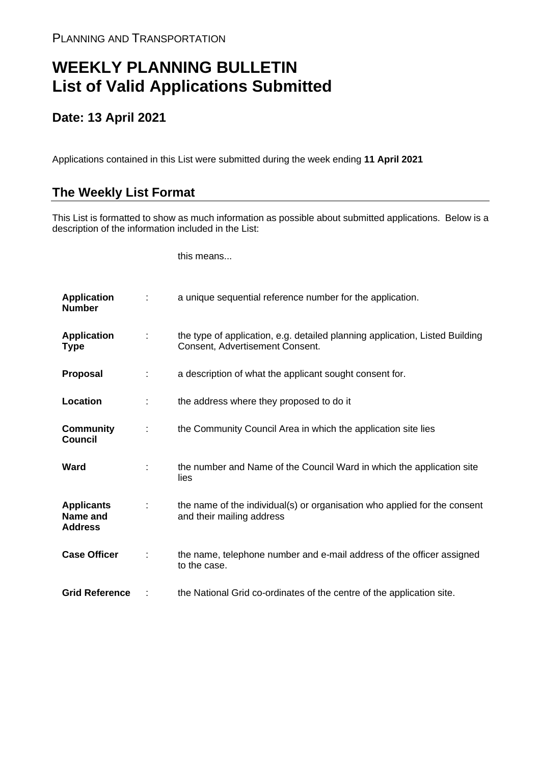PLANNING AND TRANSPORTATION

# WEEKLY PLANNING BULLETIN
# List of Valid Applications Submitted

## Date: 13 April 2021

Applications contained in this List were submitted during the week ending **11 April 2021**

## The Weekly List Format

This List is formatted to show as much information as possible about submitted applications. Below is a description of the information included in the List:

| | | this means... |
|---|---|---|
| **Application Number** | : | a unique sequential reference number for the application. |
| **Application Type** | : | the type of application, e.g. detailed planning application, Listed Building Consent, Advertisement Consent. |
| **Proposal** | : | a description of what the applicant sought consent for. |
| **Location** | : | the address where they proposed to do it |
| **Community Council** | : | the Community Council Area in which the application site lies |
| **Ward** | : | the number and Name of the Council Ward in which the application site lies |
| **Applicants Name and Address** | : | the name of the individual(s) or organisation who applied for the consent and their mailing address |
| **Case Officer** | : | the name, telephone number and e-mail address of the officer assigned to the case. |
| **Grid Reference** | : | the National Grid co-ordinates of the centre of the application site. |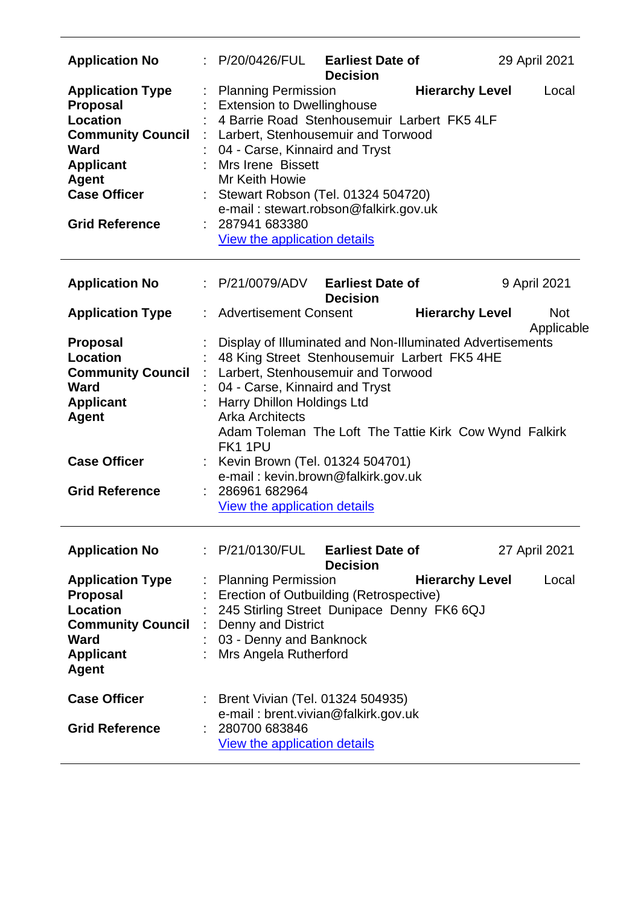| | | | | |
|---|---|---|---|---|
| **Application No** | : P/20/0426/FUL | **Earliest Date of Decision** | | 29 April 2021 |
| **Application Type** | : Planning Permission | | **Hierarchy Level** | Local |
| **Proposal** | : Extension to Dwellinghouse | | | |
| **Location** | : 4 Barrie Road Stenhousemuir Larbert FK5 4LF | | | |
| **Community Council** | : Larbert, Stenhousemuir and Torwood | | | |
| **Ward** | : 04 - Carse, Kinnaird and Tryst | | | |
| **Applicant** | : Mrs Irene Bissett | | | |
| **Agent** | Mr Keith Howie | | | |
| **Case Officer** | : Stewart Robson (Tel. 01324 504720)<br>e-mail : stewart.robson@falkirk.gov.uk | | | |
| **Grid Reference** | : 287941 683380<br>View the application details | | | |

---

| | | | | |
|---|---|---|---|---|
| **Application No** | : P/21/0079/ADV | **Earliest Date of Decision** | | 9 April 2021 |
| **Application Type** | : Advertisement Consent | | **Hierarchy Level** | Not Applicable |
| **Proposal** | : Display of Illuminated and Non-Illuminated Advertisements | | | |
| **Location** | : 48 King Street Stenhousemuir Larbert FK5 4HE | | | |
| **Community Council** | : Larbert, Stenhousemuir and Torwood | | | |
| **Ward** | : 04 - Carse, Kinnaird and Tryst | | | |
| **Applicant** | : Harry Dhillon Holdings Ltd | | | |
| **Agent** | Arka Architects<br>Adam Toleman The Loft The Tattie Kirk Cow Wynd Falkirk FK1 1PU | | | |
| **Case Officer** | : Kevin Brown (Tel. 01324 504701)<br>e-mail : kevin.brown@falkirk.gov.uk | | | |
| **Grid Reference** | : 286961 682964<br>View the application details | | | |

---

| | | | | |
|---|---|---|---|---|
| **Application No** | : P/21/0130/FUL | **Earliest Date of Decision** | | 27 April 2021 |
| **Application Type** | : Planning Permission | | **Hierarchy Level** | Local |
| **Proposal** | : Erection of Outbuilding (Retrospective) | | | |
| **Location** | : 245 Stirling Street Dunipace Denny FK6 6QJ | | | |
| **Community Council** | : Denny and District | | | |
| **Ward** | : 03 - Denny and Banknock | | | |
| **Applicant** | : Mrs Angela Rutherford | | | |
| **Agent** | | | | |
| **Case Officer** | : Brent Vivian (Tel. 01324 504935)<br>e-mail : brent.vivian@falkirk.gov.uk | | | |
| **Grid Reference** | : 280700 683846<br>View the application details | | | |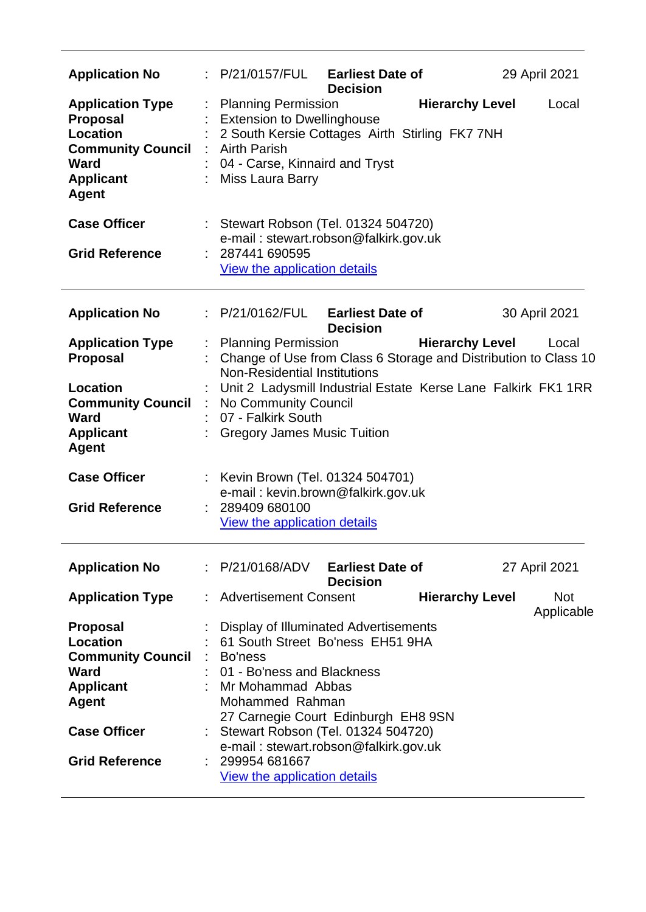| | | | | |
|---|---|---|---|---|
| **Application No** | : | P/21/0157/FUL | **Earliest Date of Decision** | 29 April 2021 |
| **Application Type** | : | Planning Permission | **Hierarchy Level** | Local |
| **Proposal** | : | Extension to Dwellinghouse | | |
| **Location** | : | 2 South Kersie Cottages Airth Stirling FK7 7NH | | |
| **Community Council** | : | Airth Parish | | |
| **Ward** | : | 04 - Carse, Kinnaird and Tryst | | |
| **Applicant** | : | Miss Laura Barry | | |
| **Agent** | | | | |
| **Case Officer** | : | Stewart Robson (Tel. 01324 504720)<br>e-mail : stewart.robson@falkirk.gov.uk | | |
| **Grid Reference** | : | 287441 690595<br>View the application details | | |

| | | | | |
|---|---|---|---|---|
| **Application No** | : | P/21/0162/FUL | **Earliest Date of Decision** | 30 April 2021 |
| **Application Type** | : | Planning Permission | **Hierarchy Level** | Local |
| **Proposal** | : | Change of Use from Class 6 Storage and Distribution to Class 10 Non-Residential Institutions | | |
| **Location** | : | Unit 2 Ladysmill Industrial Estate Kerse Lane Falkirk FK1 1RR | | |
| **Community Council** | : | No Community Council | | |
| **Ward** | : | 07 - Falkirk South | | |
| **Applicant** | : | Gregory James Music Tuition | | |
| **Agent** | | | | |
| **Case Officer** | : | Kevin Brown (Tel. 01324 504701)<br>e-mail : kevin.brown@falkirk.gov.uk | | |
| **Grid Reference** | : | 289409 680100<br>View the application details | | |

| | | | | |
|---|---|---|---|---|
| **Application No** | : | P/21/0168/ADV | **Earliest Date of Decision** | 27 April 2021 |
| **Application Type** | : | Advertisement Consent | **Hierarchy Level** | Not Applicable |
| **Proposal** | : | Display of Illuminated Advertisements | | |
| **Location** | : | 61 South Street Bo'ness EH51 9HA | | |
| **Community Council** | : | Bo'ness | | |
| **Ward** | : | 01 - Bo'ness and Blackness | | |
| **Applicant** | : | Mr Mohammad Abbas | | |
| **Agent** | | Mohammed Rahman<br>27 Carnegie Court Edinburgh EH8 9SN | | |
| **Case Officer** | : | Stewart Robson (Tel. 01324 504720)<br>e-mail : stewart.robson@falkirk.gov.uk | | |
| **Grid Reference** | : | 299954 681667<br>View the application details | | |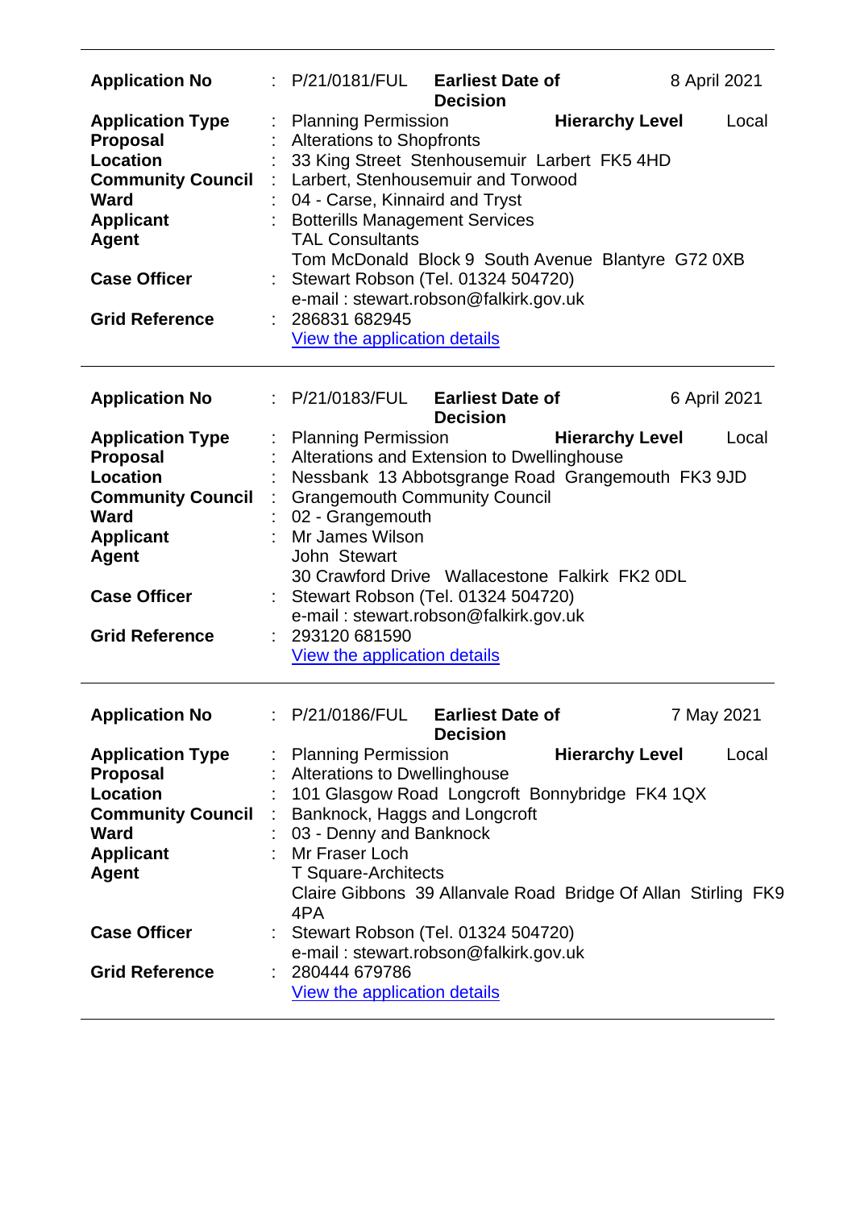| | | | | |
|---|---|---|---|---|
| **Application No** | : P/21/0181/FUL | **Earliest Date of Decision** | | 8 April 2021 |
| **Application Type** | : Planning Permission | | **Hierarchy Level** | Local |
| **Proposal** | : Alterations to Shopfronts | | | |
| **Location** | : 33 King Street Stenhousemuir Larbert FK5 4HD | | | |
| **Community Council** | : Larbert, Stenhousemuir and Torwood | | | |
| **Ward** | : 04 - Carse, Kinnaird and Tryst | | | |
| **Applicant** | : Botterills Management Services | | | |
| **Agent** | TAL Consultants<br>Tom McDonald Block 9 South Avenue Blantyre G72 0XB | | | |
| **Case Officer** | : Stewart Robson (Tel. 01324 504720)<br>e-mail : stewart.robson@falkirk.gov.uk | | | |
| **Grid Reference** | : 286831 682945<br>View the application details | | | |

| | | | | |
|---|---|---|---|---|
| **Application No** | : P/21/0183/FUL | **Earliest Date of Decision** | | 6 April 2021 |
| **Application Type** | : Planning Permission | | **Hierarchy Level** | Local |
| **Proposal** | : Alterations and Extension to Dwellinghouse | | | |
| **Location** | : Nessbank 13 Abbotsgrange Road Grangemouth FK3 9JD | | | |
| **Community Council** | : Grangemouth Community Council | | | |
| **Ward** | : 02 - Grangemouth | | | |
| **Applicant** | : Mr James Wilson | | | |
| **Agent** | John Stewart<br>30 Crawford Drive Wallacestone Falkirk FK2 0DL | | | |
| **Case Officer** | : Stewart Robson (Tel. 01324 504720)<br>e-mail : stewart.robson@falkirk.gov.uk | | | |
| **Grid Reference** | : 293120 681590<br>View the application details | | | |

| | | | | |
|---|---|---|---|---|
| **Application No** | : P/21/0186/FUL | **Earliest Date of Decision** | | 7 May 2021 |
| **Application Type** | : Planning Permission | | **Hierarchy Level** | Local |
| **Proposal** | : Alterations to Dwellinghouse | | | |
| **Location** | : 101 Glasgow Road Longcroft Bonnybridge FK4 1QX | | | |
| **Community Council** | : Banknock, Haggs and Longcroft | | | |
| **Ward** | : 03 - Denny and Banknock | | | |
| **Applicant** | : Mr Fraser Loch | | | |
| **Agent** | T Square-Architects<br>Claire Gibbons 39 Allanvale Road Bridge Of Allan Stirling FK9 4PA | | | |
| **Case Officer** | : Stewart Robson (Tel. 01324 504720)<br>e-mail : stewart.robson@falkirk.gov.uk | | | |
| **Grid Reference** | : 280444 679786<br>View the application details | | | |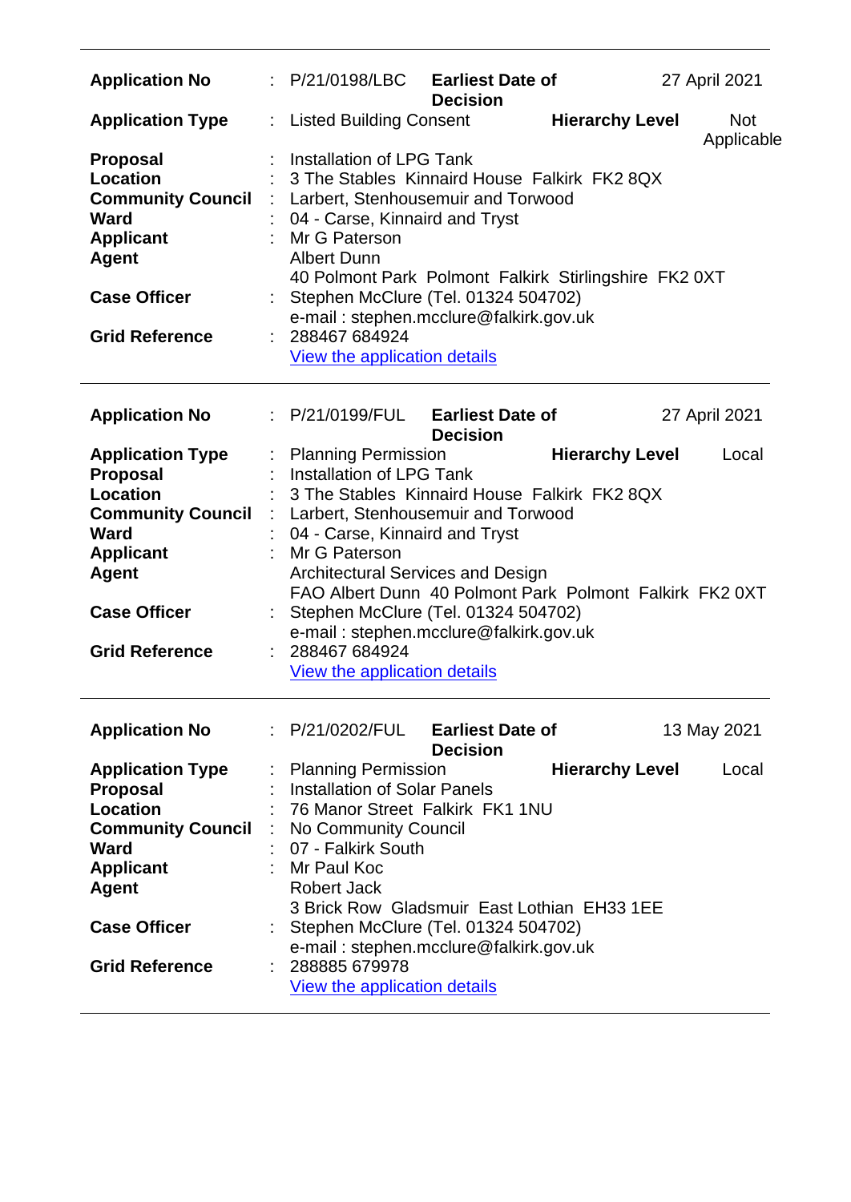| | | | | |
|---|---|---|---|---|
| **Application No** | : P/21/0198/LBC | **Earliest Date of Decision** | | 27 April 2021 |
| **Application Type** | : Listed Building Consent | | **Hierarchy Level** | Not Applicable |
| **Proposal** | : Installation of LPG Tank | | | |
| **Location** | : 3 The Stables Kinnaird House Falkirk FK2 8QX | | | |
| **Community Council** | : Larbert, Stenhousemuir and Torwood | | | |
| **Ward** | : 04 - Carse, Kinnaird and Tryst | | | |
| **Applicant** | : Mr G Paterson | | | |
| **Agent** | Albert Dunn<br>40 Polmont Park Polmont Falkirk Stirlingshire FK2 0XT | | | |
| **Case Officer** | : Stephen McClure (Tel. 01324 504702)<br>e-mail : stephen.mcclure@falkirk.gov.uk | | | |
| **Grid Reference** | : 288467 684924<br>View the application details | | | |

---

| | | | | |
|---|---|---|---|---|
| **Application No** | : P/21/0199/FUL | **Earliest Date of Decision** | | 27 April 2021 |
| **Application Type** | : Planning Permission | | **Hierarchy Level** | Local |
| **Proposal** | : Installation of LPG Tank | | | |
| **Location** | : 3 The Stables Kinnaird House Falkirk FK2 8QX | | | |
| **Community Council** | : Larbert, Stenhousemuir and Torwood | | | |
| **Ward** | : 04 - Carse, Kinnaird and Tryst | | | |
| **Applicant** | : Mr G Paterson | | | |
| **Agent** | Architectural Services and Design<br>FAO Albert Dunn 40 Polmont Park Polmont Falkirk FK2 0XT | | | |
| **Case Officer** | : Stephen McClure (Tel. 01324 504702)<br>e-mail : stephen.mcclure@falkirk.gov.uk | | | |
| **Grid Reference** | : 288467 684924<br>View the application details | | | |

---

| | | | | |
|---|---|---|---|---|
| **Application No** | : P/21/0202/FUL | **Earliest Date of Decision** | | 13 May 2021 |
| **Application Type** | : Planning Permission | | **Hierarchy Level** | Local |
| **Proposal** | : Installation of Solar Panels | | | |
| **Location** | : 76 Manor Street Falkirk FK1 1NU | | | |
| **Community Council** | : No Community Council | | | |
| **Ward** | : 07 - Falkirk South | | | |
| **Applicant** | : Mr Paul Koc | | | |
| **Agent** | Robert Jack<br>3 Brick Row Gladsmuir East Lothian EH33 1EE | | | |
| **Case Officer** | : Stephen McClure (Tel. 01324 504702)<br>e-mail : stephen.mcclure@falkirk.gov.uk | | | |
| **Grid Reference** | : 288885 679978<br>View the application details | | | |